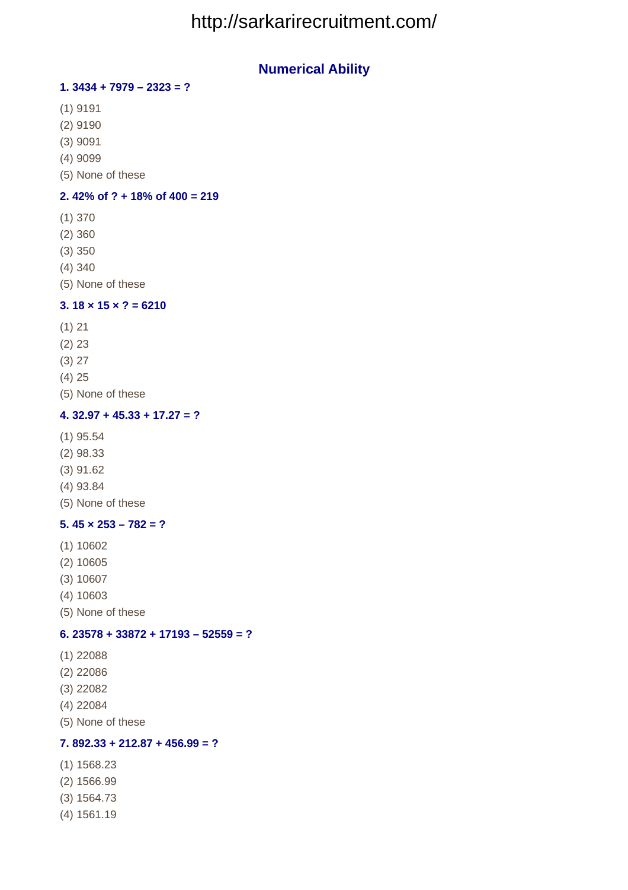## Numerical Ability

**1. 3434 + 7979 – 2323 = ?**

(1) 9191

(2) 9190

(3) 9091

(4) 9099

(5) None of these

**2. 42% of ? + 18% of 400 = 219**

(1) 370

(2) 360

(3) 350

(4) 340

(5) None of these

**3. 18 × 15 × ? = 6210**

(1) 21

(2) 23

(3) 27

(4) 25

(5) None of these

**4. 32.97 + 45.33 + 17.27 = ?**

(1) 95.54

(2) 98.33

(3) 91.62

(4) 93.84

(5) None of these

**5. 45 × 253 – 782 = ?**

(1) 10602

(2) 10605

(3) 10607

(4) 10603

(5) None of these

**6. 23578 + 33872 + 17193 – 52559 = ?**

(1) 22088

(2) 22086

(3) 22082

(4) 22084

(5) None of these

**7. 892.33 + 212.87 + 456.99 = ?**

(1) 1568.23

(2) 1566.99

(3) 1564.73

(4) 1561.19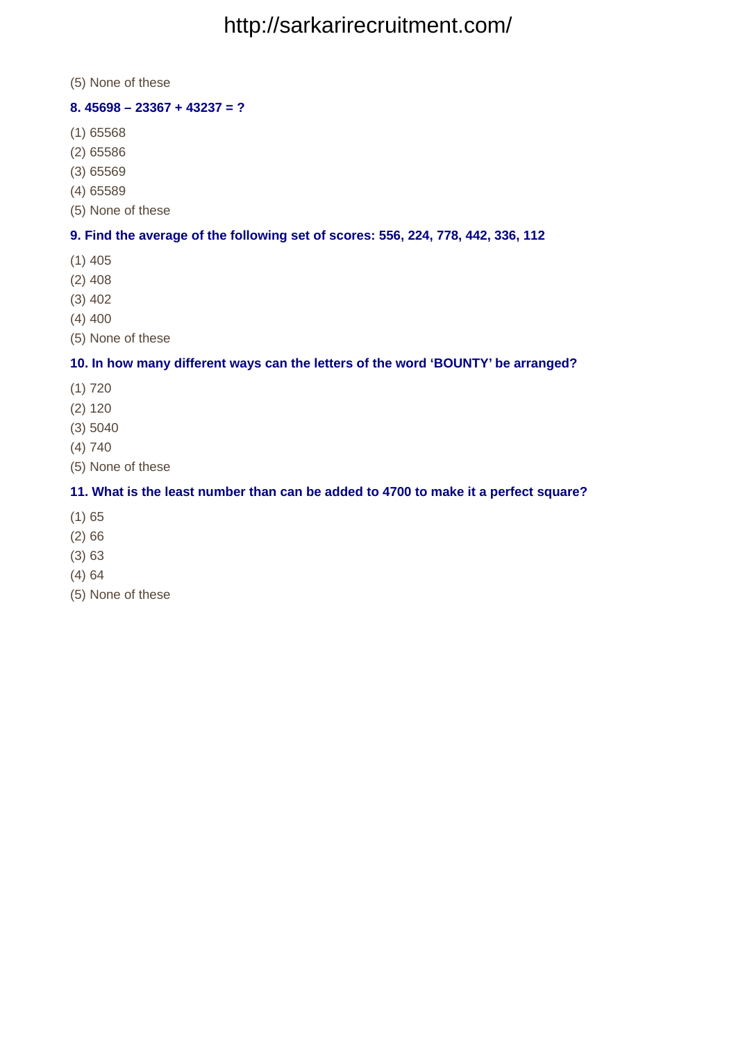(5) None of these

**8. 45698 – 23367 + 43237 = ?**

(1) 65568
(2) 65586
(3) 65569
(4) 65589
(5) None of these

**9. Find the average of the following set of scores: 556, 224, 778, 442, 336, 112**

(1) 405
(2) 408
(3) 402
(4) 400
(5) None of these

**10. In how many different ways can the letters of the word 'BOUNTY' be arranged?**

(1) 720
(2) 120
(3) 5040
(4) 740
(5) None of these

**11. What is the least number than can be added to 4700 to make it a perfect square?**

(1) 65
(2) 66
(3) 63
(4) 64
(5) None of these